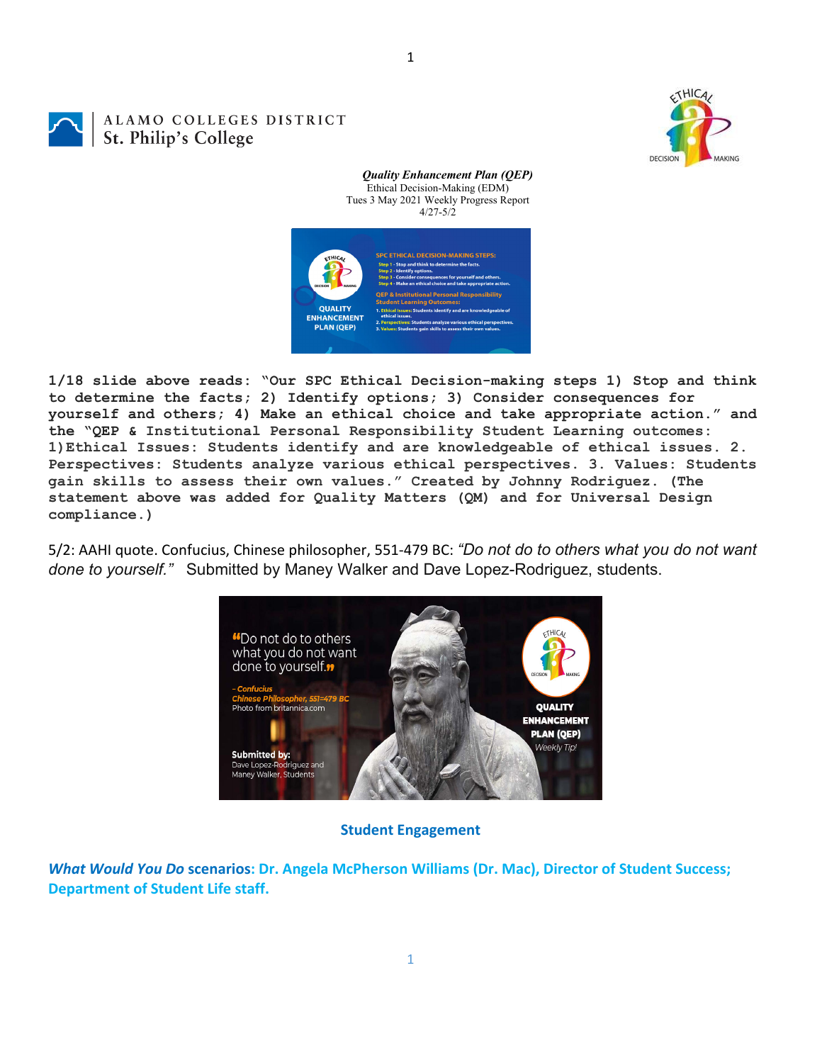ALAMO COLLEGES DISTRICT
St. Philip's College

***Quality Enhancement Plan (QEP)***
Ethical Decision-Making (EDM)
Tues 3 May 2021 Weekly Progress Report
4/27-5/2

**1/18 slide above reads: "Our SPC Ethical Decision-making steps 1) Stop and think to determine the facts; 2) Identify options; 3) Consider consequences for yourself and others; 4) Make an ethical choice and take appropriate action." and the "QEP & Institutional Personal Responsibility Student Learning outcomes: 1)Ethical Issues: Students identify and are knowledgeable of ethical issues. 2. Perspectives: Students analyze various ethical perspectives. 3. Values: Students gain skills to assess their own values." Created by Johnny Rodriguez. (The statement above was added for Quality Matters (QM) and for Universal Design compliance.)**

5/2: AAHI quote. Confucius, Chinese philosopher, 551-479 BC: *"Do not do to others what you do not want done to yourself."* Submitted by Maney Walker and Dave Lopez-Rodriguez, students.

## Student Engagement

***What Would You Do* scenarios: Dr. Angela McPherson Williams (Dr. Mac), Director of Student Success; Department of Student Life staff.**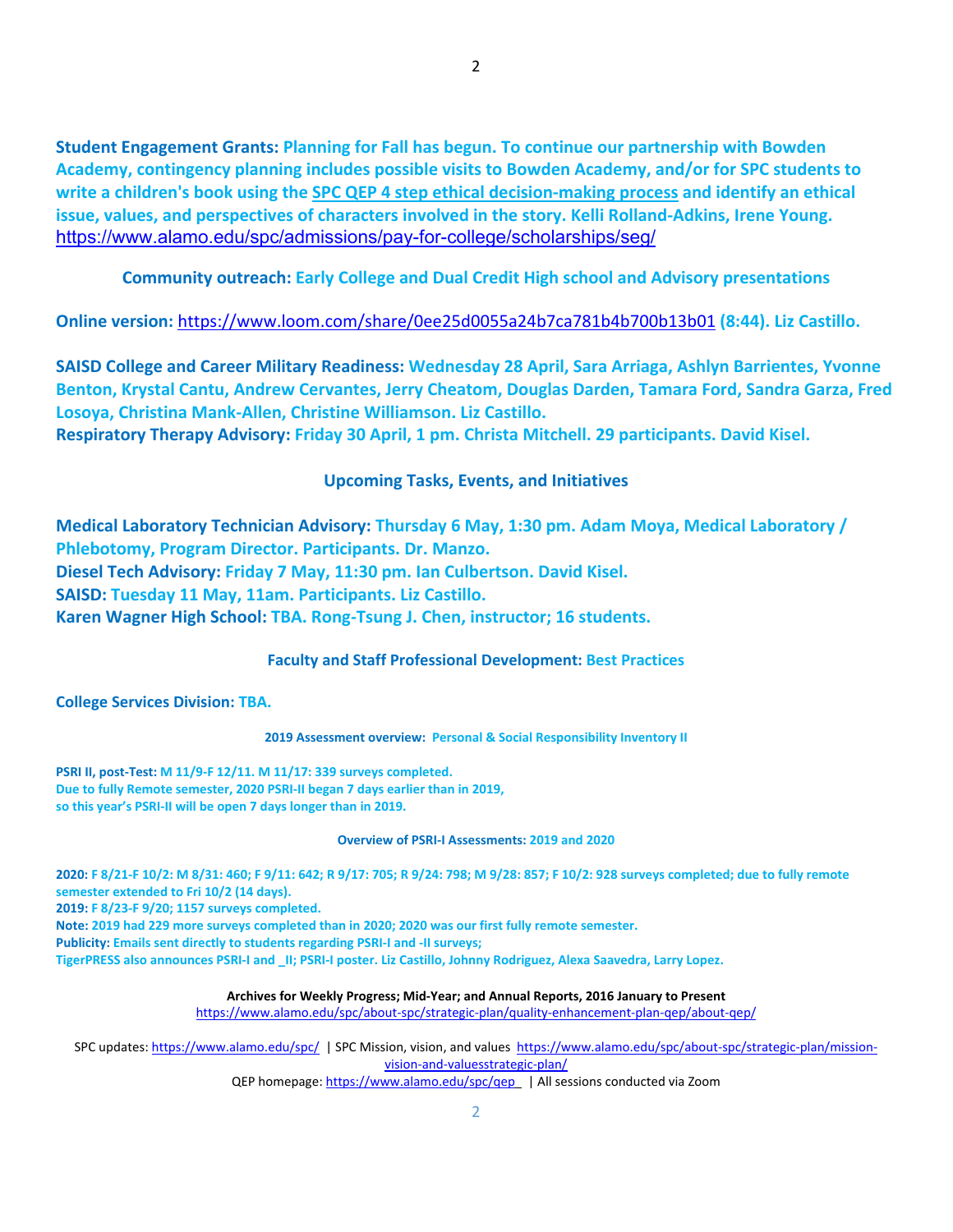**Student Engagement Grants:** **Planning for Fall has begun. To continue our partnership with Bowden Academy, contingency planning includes possible visits to Bowden Academy, and/or for SPC students to write a children's book using the SPC QEP 4 step ethical decision-making process and identify an ethical issue, values, and perspectives of characters involved in the story. Kelli Rolland-Adkins, Irene Young.**
https://www.alamo.edu/spc/admissions/pay-for-college/scholarships/seg/

**Community outreach: Early College and Dual Credit High school and Advisory presentations**

**Online version:** https://www.loom.com/share/0ee25d0055a24b7ca781b4b700b13b01 **(8:44). Liz Castillo.**

**SAISD College and Career Military Readiness: Wednesday 28 April, Sara Arriaga, Ashlyn Barrientes, Yvonne Benton, Krystal Cantu, Andrew Cervantes, Jerry Cheatom, Douglas Darden, Tamara Ford, Sandra Garza, Fred Losoya, Christina Mank-Allen, Christine Williamson. Liz Castillo.**
**Respiratory Therapy Advisory: Friday 30 April, 1 pm. Christa Mitchell. 29 participants. David Kisel.**

## Upcoming Tasks, Events, and Initiatives

**Medical Laboratory Technician Advisory: Thursday 6 May, 1:30 pm. Adam Moya, Medical Laboratory / Phlebotomy, Program Director. Participants. Dr. Manzo.**
**Diesel Tech Advisory: Friday 7 May, 11:30 pm. Ian Culbertson. David Kisel.**
**SAISD: Tuesday 11 May, 11am. Participants. Liz Castillo.**
**Karen Wagner High School: TBA. Rong-Tsung J. Chen, instructor; 16 students.**

### Faculty and Staff Professional Development: Best Practices

**College Services Division: TBA.**

#### 2019 Assessment overview: Personal & Social Responsibility Inventory II

**PSRI II, post-Test: M 11/9-F 12/11. M 11/17: 339 surveys completed.**
**Due to fully Remote semester, 2020 PSRI-II began 7 days earlier than in 2019,**
**so this year's PSRI-II will be open 7 days longer than in 2019.**

#### Overview of PSRI-I Assessments: 2019 and 2020

**2020: F 8/21-F 10/2: M 8/31: 460; F 9/11: 642; R 9/17: 705; R 9/24: 798; M 9/28: 857; F 10/2: 928 surveys completed; due to fully remote semester extended to Fri 10/2 (14 days).**
**2019: F 8/23-F 9/20; 1157 surveys completed.**
**Note: 2019 had 229 more surveys completed than in 2020; 2020 was our first fully remote semester.**
**Publicity: Emails sent directly to students regarding PSRI-I and -II surveys;**
**TigerPRESS also announces PSRI-I and _II; PSRI-I poster. Liz Castillo, Johnny Rodriguez, Alexa Saavedra, Larry Lopez.**

**Archives for Weekly Progress; Mid-Year; and Annual Reports, 2016 January to Present**
https://www.alamo.edu/spc/about-spc/strategic-plan/quality-enhancement-plan-qep/about-qep/

SPC updates: https://www.alamo.edu/spc/ | SPC Mission, vision, and values https://www.alamo.edu/spc/about-spc/strategic-plan/mission-vision-and-valuesstrategic-plan/
QEP homepage: https://www.alamo.edu/spc/qep | All sessions conducted via Zoom